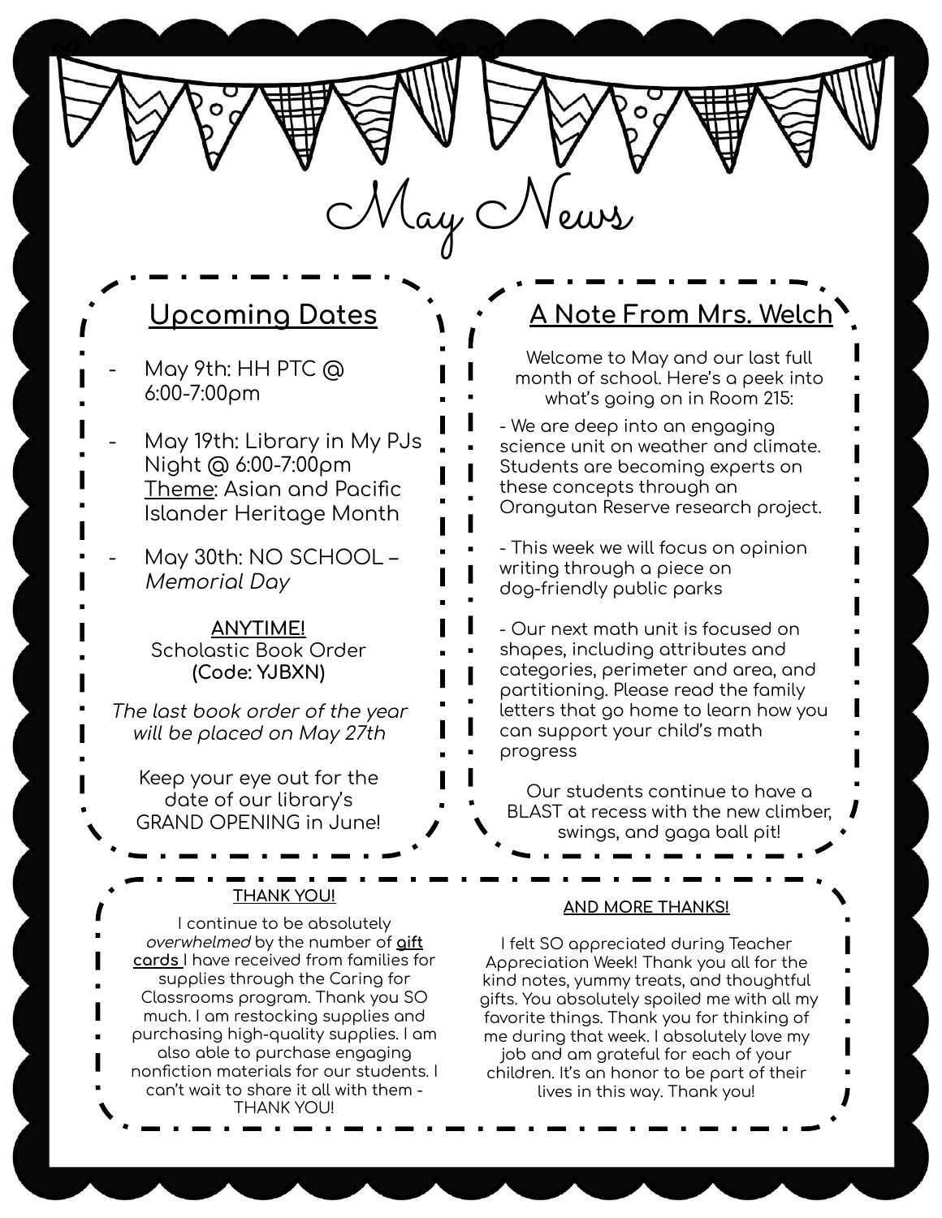# May News

## Upcoming Dates

- May 9th: HH PTC @ 6:00-7:00pm
- May 19th: Library in My PJs Night @ 6:00-7:00pm
  Theme: Asian and Pacific Islander Heritage Month
- May 30th: NO SCHOOL – *Memorial Day*

**ANYTIME!**
Scholastic Book Order
**(Code: YJBXN)**

*The last book order of the year will be placed on May 27th*

Keep your eye out for the date of our library's GRAND OPENING in June!

## A Note From Mrs. Welch

Welcome to May and our last full month of school. Here's a peek into what's going on in Room 215:

- We are deep into an engaging science unit on weather and climate. Students are becoming experts on these concepts through an Orangutan Reserve research project.

- This week we will focus on opinion writing through a piece on dog-friendly public parks

- Our next math unit is focused on shapes, including attributes and categories, perimeter and area, and partitioning. Please read the family letters that go home to learn how you can support your child's math progress

Our students continue to have a BLAST at recess with the new climber, swings, and gaga ball pit!

**THANK YOU!**

I continue to be absolutely *overwhelmed* by the number of **gift cards** I have received from families for supplies through the Caring for Classrooms program. Thank you SO much. I am restocking supplies and purchasing high-quality supplies. I am also able to purchase engaging nonfiction materials for our students. I can't wait to share it all with them - THANK YOU!

**AND MORE THANKS!**

I felt SO appreciated during Teacher Appreciation Week! Thank you all for the kind notes, yummy treats, and thoughtful gifts. You absolutely spoiled me with all my favorite things. Thank you for thinking of me during that week. I absolutely love my job and am grateful for each of your children. It's an honor to be part of their lives in this way. Thank you!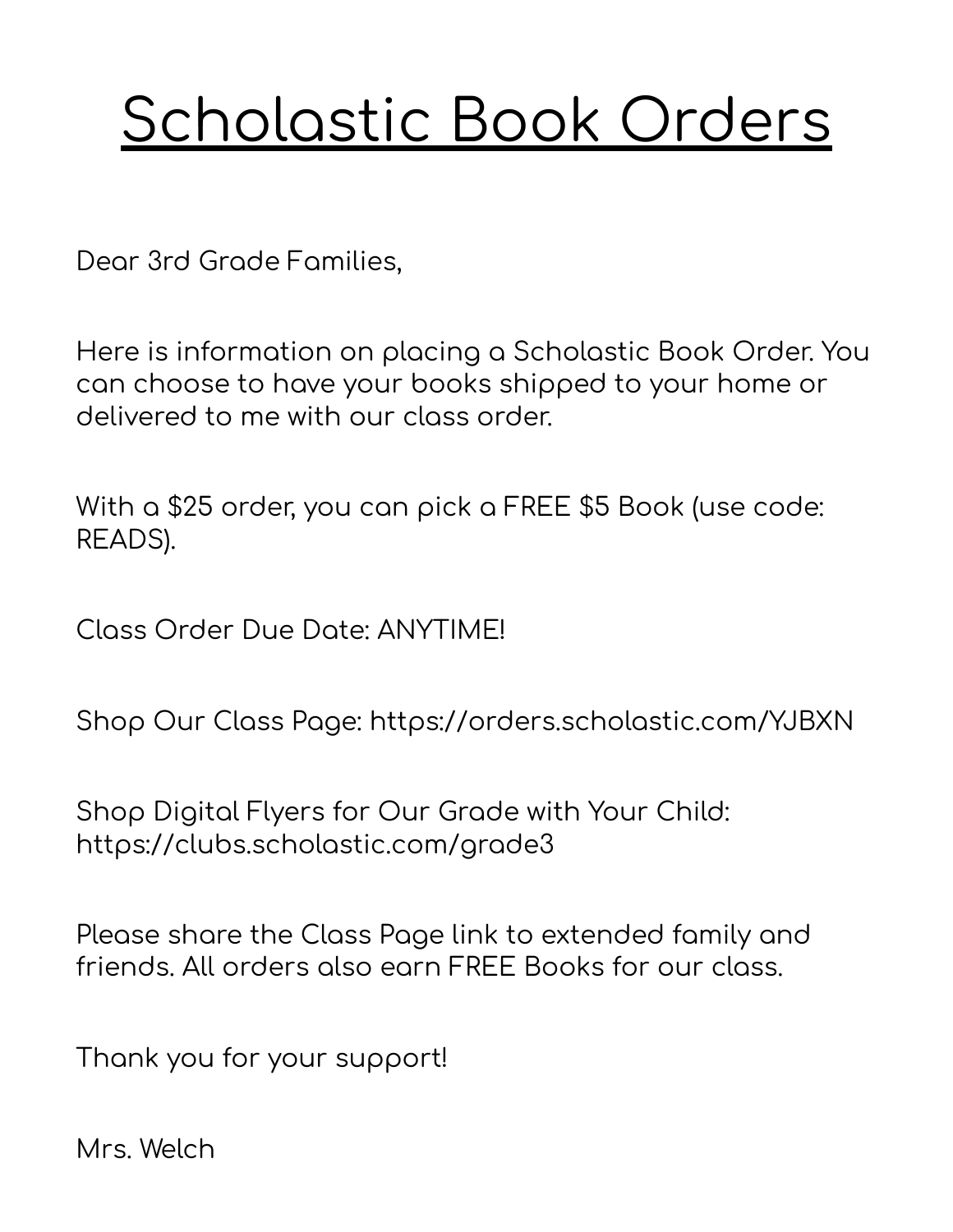# Scholastic Book Orders

Dear 3rd Grade Families,

Here is information on placing a Scholastic Book Order. You can choose to have your books shipped to your home or delivered to me with our class order.

With a $25 order, you can pick a FREE $5 Book (use code: READS).

Class Order Due Date: ANYTIME!

Shop Our Class Page: https://orders.scholastic.com/YJBXN

Shop Digital Flyers for Our Grade with Your Child: https://clubs.scholastic.com/grade3

Please share the Class Page link to extended family and friends. All orders also earn FREE Books for our class.

Thank you for your support!

Mrs. Welch